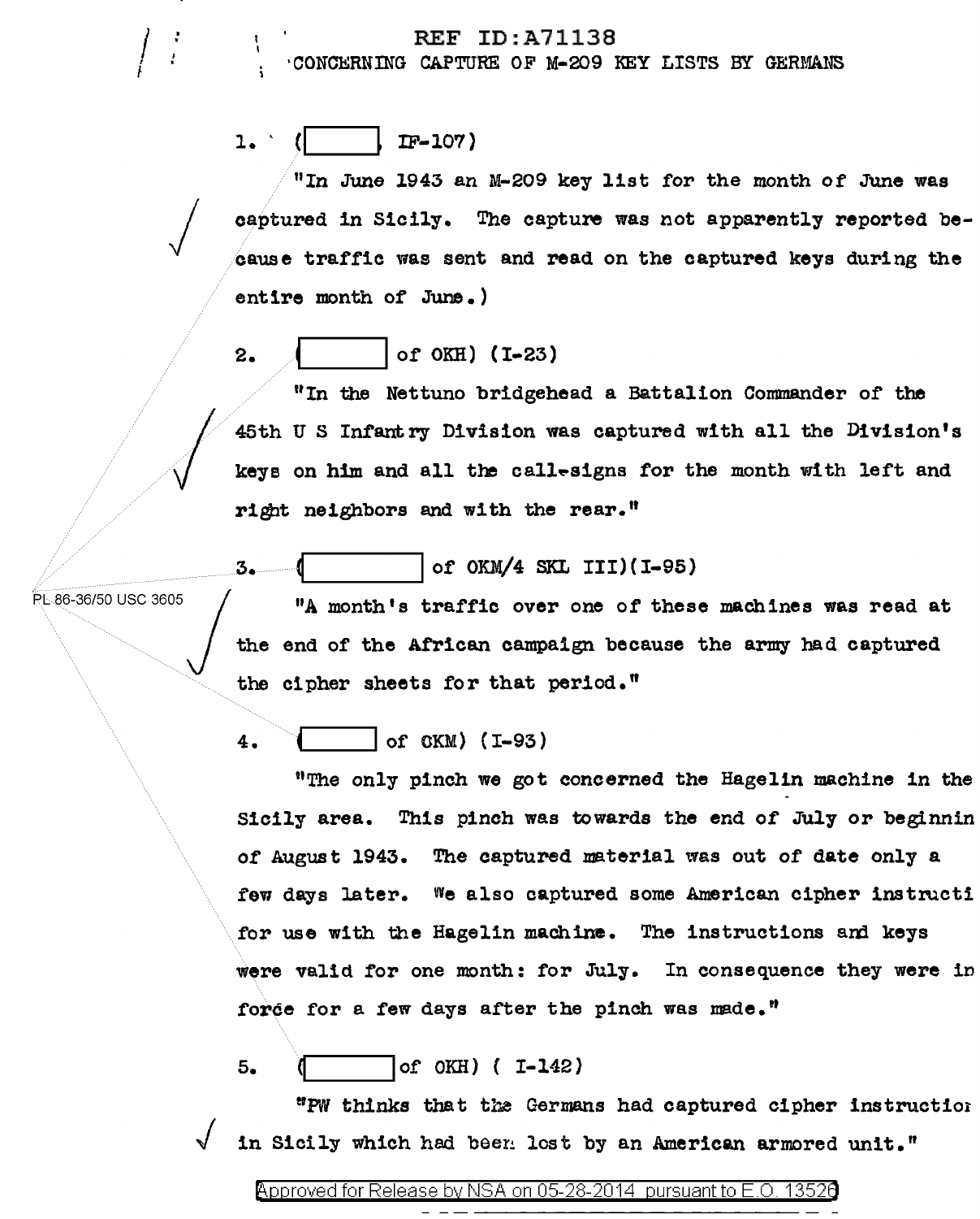REF ID:A71138

CONCERNING CAPTURE OF M-209 KEY LISTS BY GERMANS

1. ( [redacted] IF-107)

"In June 1943 an M-209 key list for the month of June was captured in Sicily. The capture was not apparently reported because traffic was sent and read on the captured keys during the entire month of June.)

2. ( [redacted] of OKH) (I-23)

"In the Nettuno bridgehead a Battalion Commander of the 45th U S Infantry Division was captured with all the Division's keys on him and all the call-signs for the month with left and right neighbors and with the rear."

3. ( [redacted] of OKM/4 SKL III)(I-95)

"A month's traffic over one of these machines was read at the end of the African campaign because the army had captured the cipher sheets for that period."

4. ( [redacted] of OKM) (I-93)

"The only pinch we got concerned the Hagelin machine in the Sicily area. This pinch was towards the end of July or beginnin of August 1943. The captured material was out of date only a few days later. We also captured some American cipher instructi for use with the Hagelin machine. The instructions and keys were valid for one month: for July. In consequence they were in force for a few days after the pinch was made."

5. ( [redacted] of OKH) ( I-142)

"PW thinks that the Germans had captured cipher instructior in Sicily which had been lost by an American armored unit."

PL 86-36/50 USC 3605

Approved for Release by NSA on 05-28-2014 pursuant to E.O. 13526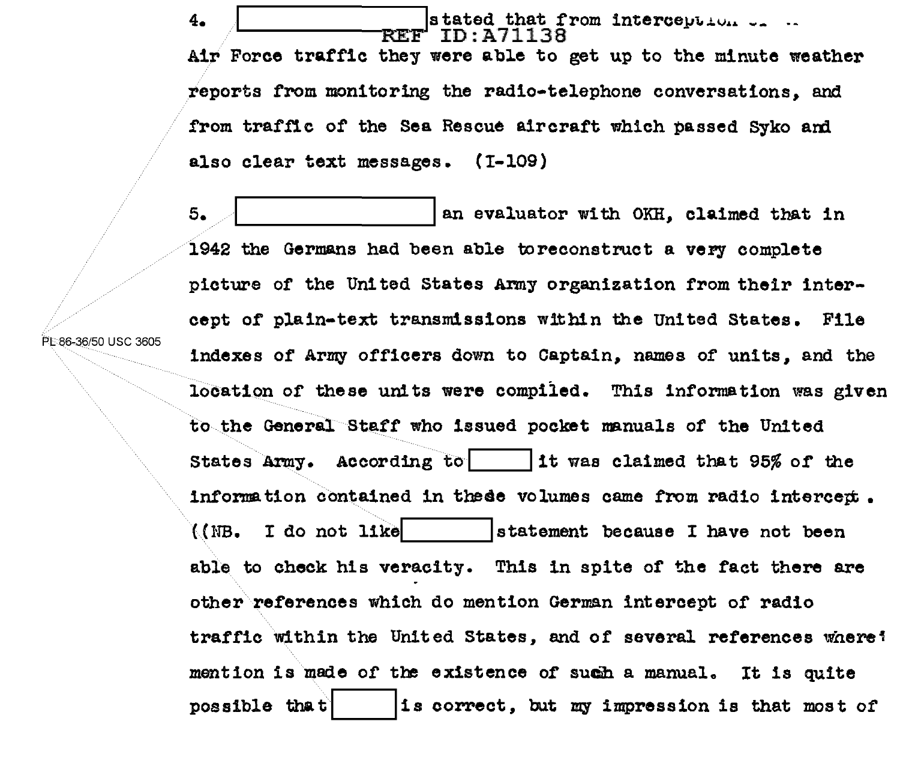4. [REDACTED] stated that from interception of ... Air Force traffic they were able to get up to the minute weather reports from monitoring the radio-telephone conversations, and from traffic of the Sea Rescue aircraft which passed Syko and also clear text messages. (I-109)

5. [REDACTED] an evaluator with OKH, claimed that in 1942 the Germans had been able toreconstruct a very complete picture of the United States Army organization from their intercept of plain-text transmissions within the United States. File indexes of Army officers down to Captain, names of units, and the location of these units were compiled. This information was given to the General Staff who issued pocket manuals of the United States Army. According to [REDACTED] it was claimed that 95% of the information contained in these volumes came from radio intercept. ((NB. I do not like [REDACTED] statement because I have not been able to check his veracity. This in spite of the fact there are other references which do mention German intercept of radio traffic within the United States, and of several references where mention is made of the existence of such a manual. It is quite possible that [REDACTED] is correct, but my impression is that most of

PL 86-36/50 USC 3605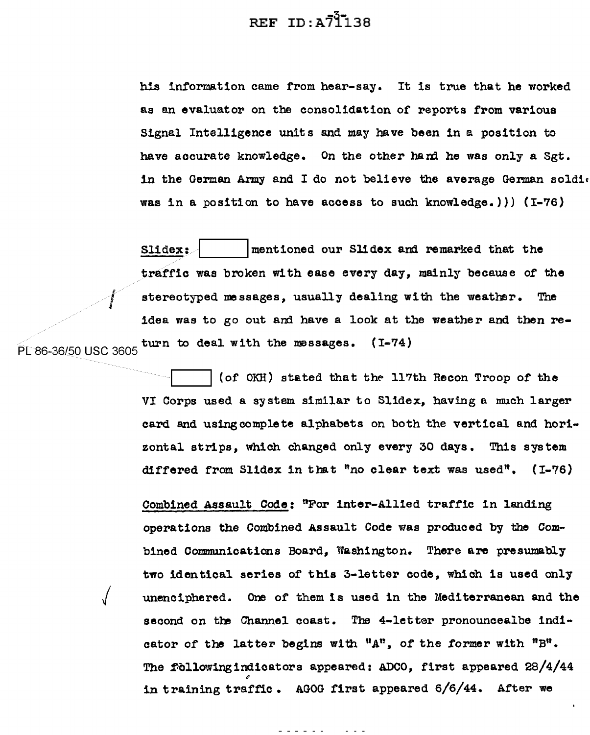his information came from hear-say. It is true that he worked as an evaluator on the consolidation of reports from various Signal Intelligence units and may have been in a position to have accurate knowledge. On the other hand he was only a Sgt. in the German Army and I do not believe the average German soldi was in a position to have access to such knowledge.))) (I-76)

Slidex: [ ] mentioned our Slidex and remarked that the traffic was broken with ease every day, mainly because of the stereotyped messages, usually dealing with the weather. The idea was to go out and have a look at the weather and then return to deal with the messages. (I-74)

PL 86-36/50 USC 3605

[ ] (of OKH) stated that the 117th Recon Troop of the VI Corps used a system similar to Slidex, having a much larger card and using complete alphabets on both the vertical and horizontal strips, which changed only every 30 days. This system differed from Slidex in that "no clear text was used". (I-76)

Combined Assault Code: "For inter-Allied traffic in landing operations the Combined Assault Code was produced by the Combined Communications Board, Washington. There are presumably two identical series of this 3-letter code, which is used only unenciphered. One of them is used in the Mediterranean and the second on the Channel coast. The 4-letter pronouncealbe indicator of the latter begins with "A", of the former with "B". The following indicators appeared: ADCO, first appeared 28/4/44 in training traffic. AGOG first appeared 6/6/44. After we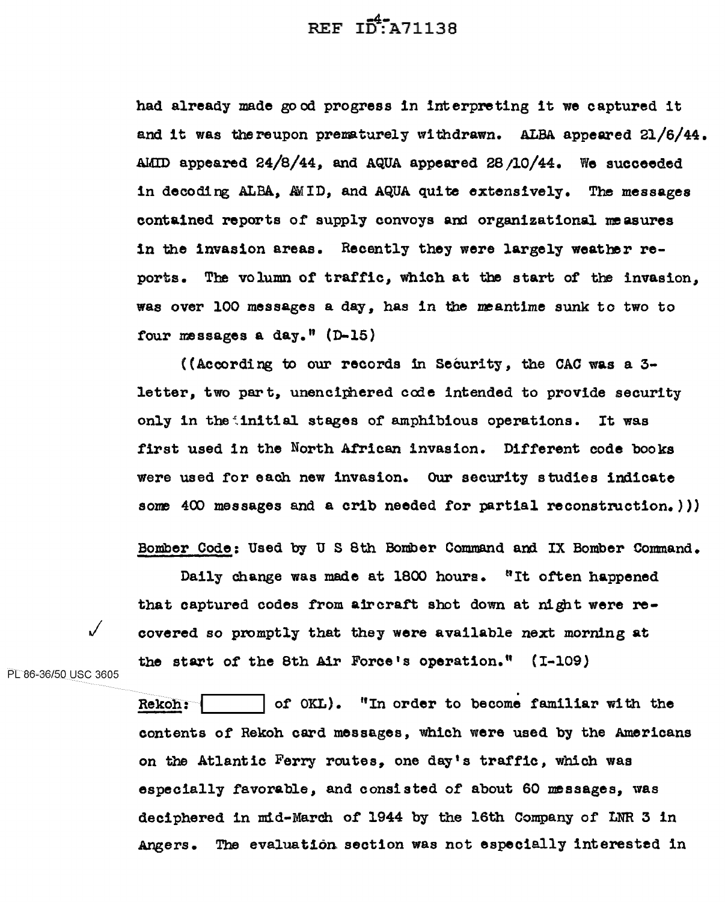had already made good progress in interpreting it we captured it and it was thereupon prematurely withdrawn. ALBA appeared 21/6/44. AMID appeared 24/8/44, and AQUA appeared 28/10/44. We succeeded in decoding ALBA, AMID, and AQUA quite extensively. The messages contained reports of supply convoys and organizational measures in the invasion areas. Recently they were largely weather reports. The volumn of traffic, which at the start of the invasion, was over 100 messages a day, has in the meantime sunk to two to four messages a day." (D-15)

((According to our records in Security, the CAC was a 3-letter, two part, unenciphered code intended to provide security only in the initial stages of amphibious operations. It was first used in the North African invasion. Different code books were used for each new invasion. Our security studies indicate some 400 messages and a crib needed for partial reconstruction.)))

<u>Bomber Code</u>: Used by U S 8th Bomber Command and IX Bomber Command.

Daily change was made at 1800 hours. "It often happened that captured codes from aircraft shot down at night were recovered so promptly that they were available next morning at the start of the 8th Air Force's operation." (I-109)

PL 86-36/50 USC 3605

<u>Rekoh</u>: [ ] of OKL). "In order to become familiar with the contents of Rekoh card messages, which were used by the Americans on the Atlantic Ferry routes, one day's traffic, which was especially favorable, and consisted of about 60 messages, was deciphered in mid-March of 1944 by the 16th Company of LNR 3 in Angers. The evaluation section was not especially interested in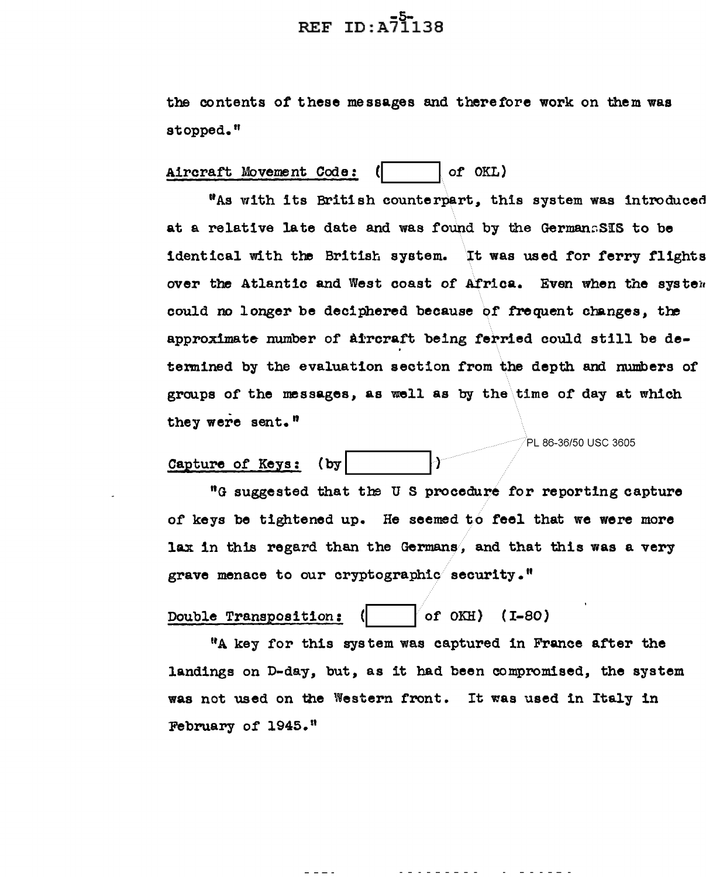the contents of these messages and therefore work on them was stopped."

Aircraft Movement Code: ( of OKL)

"As with its British counterpart, this system was introduced at a relative late date and was found by the German SIS to be identical with the British system. It was used for ferry flights over the Atlantic and West coast of Africa. Even when the system could no longer be deciphered because of frequent changes, the approximate number of aircraft being ferried could still be determined by the evaluation section from the depth and numbers of groups of the messages, as well as by the time of day at which they were sent."

PL 86-36/50 USC 3605

Capture of Keys: (by )

"G suggested that the U S procedure for reporting capture of keys be tightened up. He seemed to feel that we were more lax in this regard than the Germans, and that this was a very grave menace to our cryptographic security."

Double Transposition: ( of OKH) (I-80)

"A key for this system was captured in France after the landings on D-day, but, as it had been compromised, the system was not used on the Western front. It was used in Italy in February of 1945."